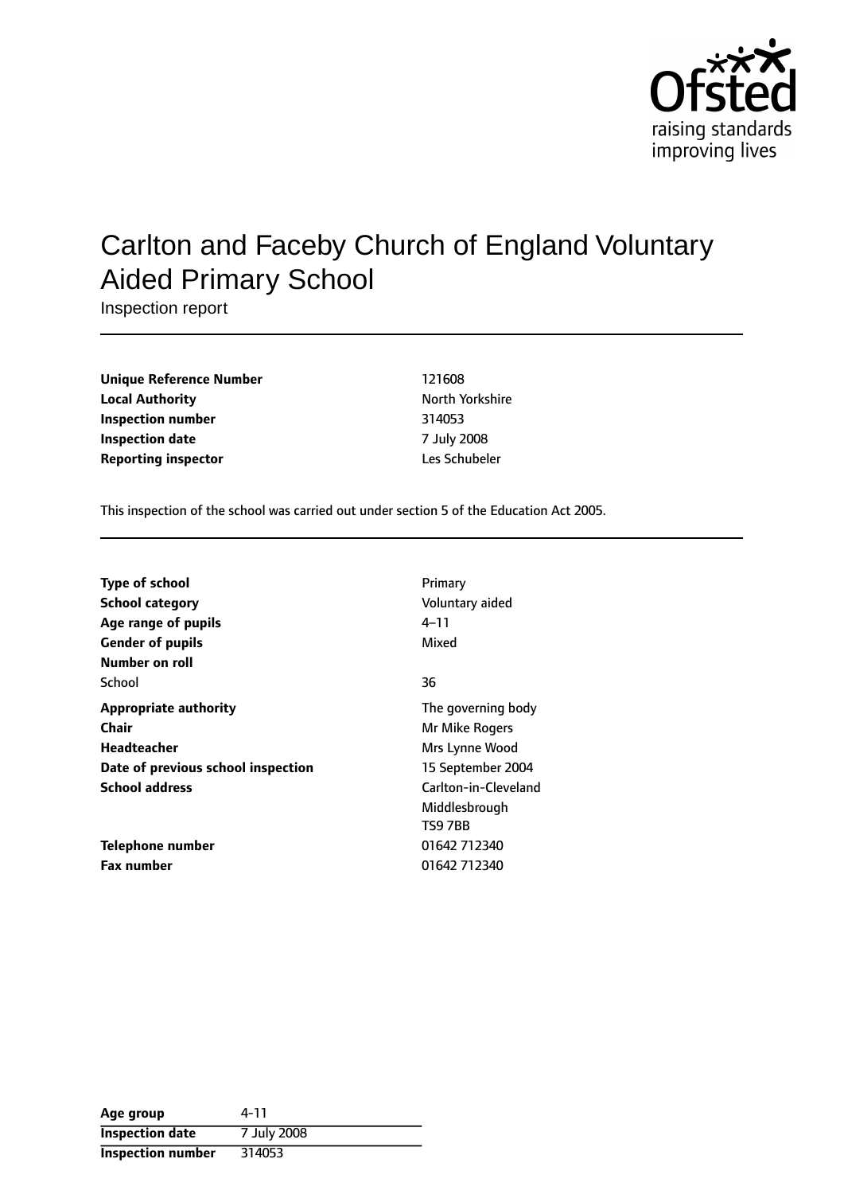Ofsted
raising standards
improving lives

# Carlton and Faceby Church of England Voluntary Aided Primary School

Inspection report

| | |
|---|---|
| **Unique Reference Number** | 121608 |
| **Local Authority** | North Yorkshire |
| **Inspection number** | 314053 |
| **Inspection date** | 7 July 2008 |
| **Reporting inspector** | Les Schubeler |

This inspection of the school was carried out under section 5 of the Education Act 2005.

| | |
|---|---|
| **Type of school** | Primary |
| **School category** | Voluntary aided |
| **Age range of pupils** | 4–11 |
| **Gender of pupils** | Mixed |
| **Number on roll** | |
| School | 36 |
| **Appropriate authority** | The governing body |
| **Chair** | Mr Mike Rogers |
| **Headteacher** | Mrs Lynne Wood |
| **Date of previous school inspection** | 15 September 2004 |
| **School address** | Carlton-in-Cleveland<br>Middlesbrough<br>TS9 7BB |
| **Telephone number** | 01642 712340 |
| **Fax number** | 01642 712340 |

| | |
|---|---|
| **Age group** | 4-11 |
| **Inspection date** | 7 July 2008 |
| **Inspection number** | 314053 |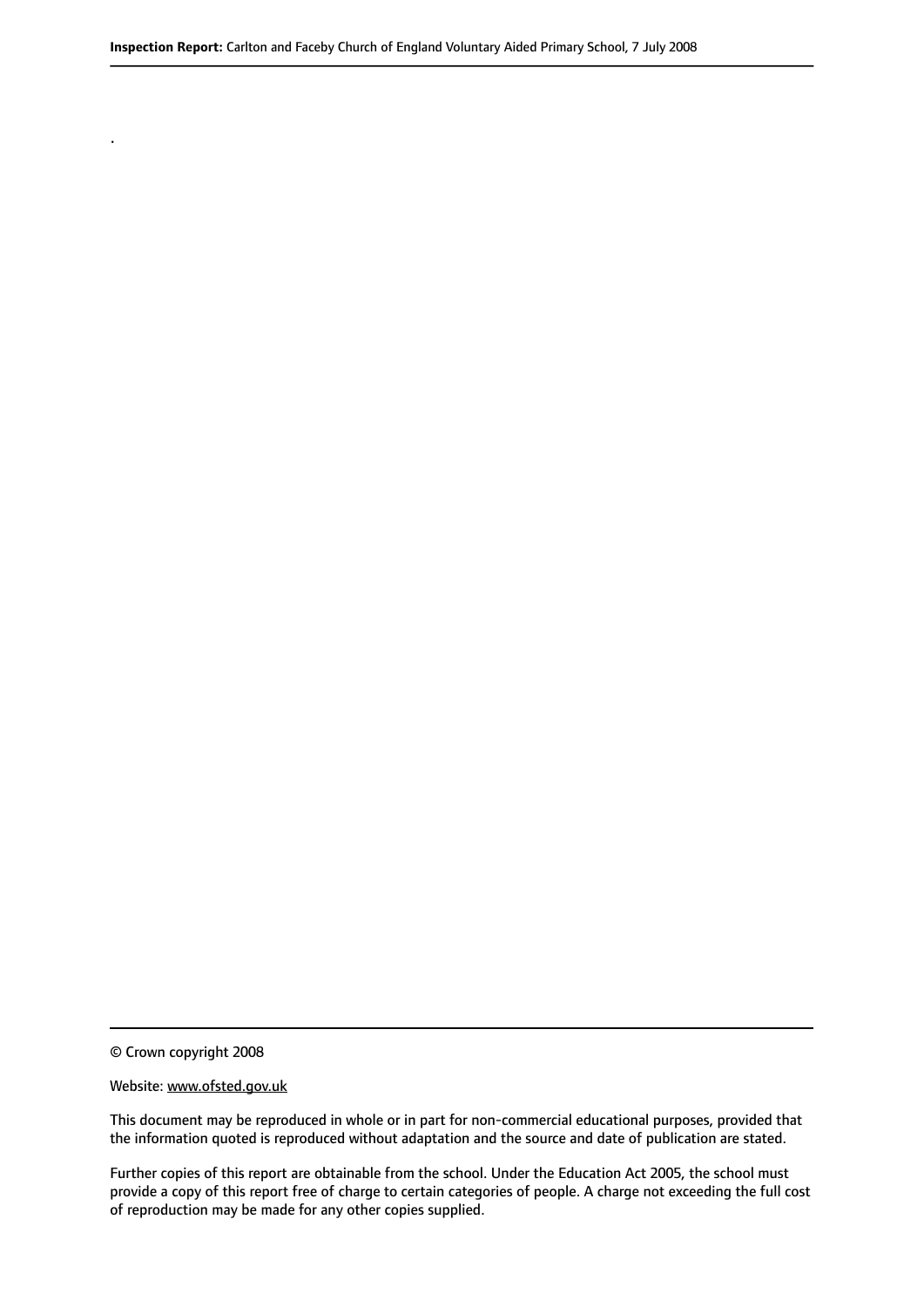.

© Crown copyright 2008

Website: www.ofsted.gov.uk

This document may be reproduced in whole or in part for non-commercial educational purposes, provided that the information quoted is reproduced without adaptation and the source and date of publication are stated.

Further copies of this report are obtainable from the school. Under the Education Act 2005, the school must provide a copy of this report free of charge to certain categories of people. A charge not exceeding the full cost of reproduction may be made for any other copies supplied.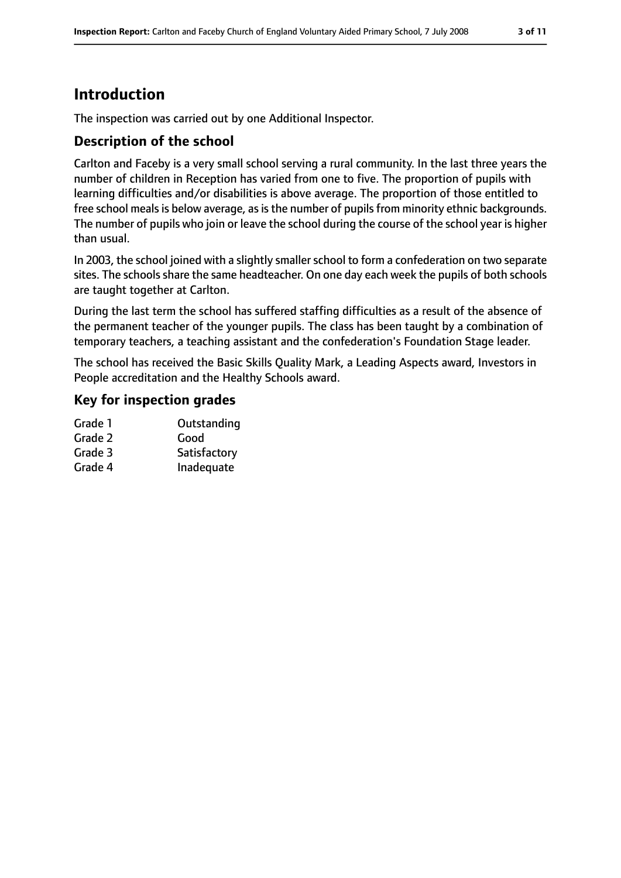# Introduction

The inspection was carried out by one Additional Inspector.

## Description of the school

Carlton and Faceby is a very small school serving a rural community. In the last three years the number of children in Reception has varied from one to five. The proportion of pupils with learning difficulties and/or disabilities is above average. The proportion of those entitled to free school meals is below average, as is the number of pupils from minority ethnic backgrounds. The number of pupils who join or leave the school during the course of the school year is higher than usual.

In 2003, the school joined with a slightly smaller school to form a confederation on two separate sites. The schools share the same headteacher. On one day each week the pupils of both schools are taught together at Carlton.

During the last term the school has suffered staffing difficulties as a result of the absence of the permanent teacher of the younger pupils. The class has been taught by a combination of temporary teachers, a teaching assistant and the confederation's Foundation Stage leader.

The school has received the Basic Skills Quality Mark, a Leading Aspects award, Investors in People accreditation and the Healthy Schools award.

## Key for inspection grades

| | |
|---|---|
| Grade 1 | Outstanding |
| Grade 2 | Good |
| Grade 3 | Satisfactory |
| Grade 4 | Inadequate |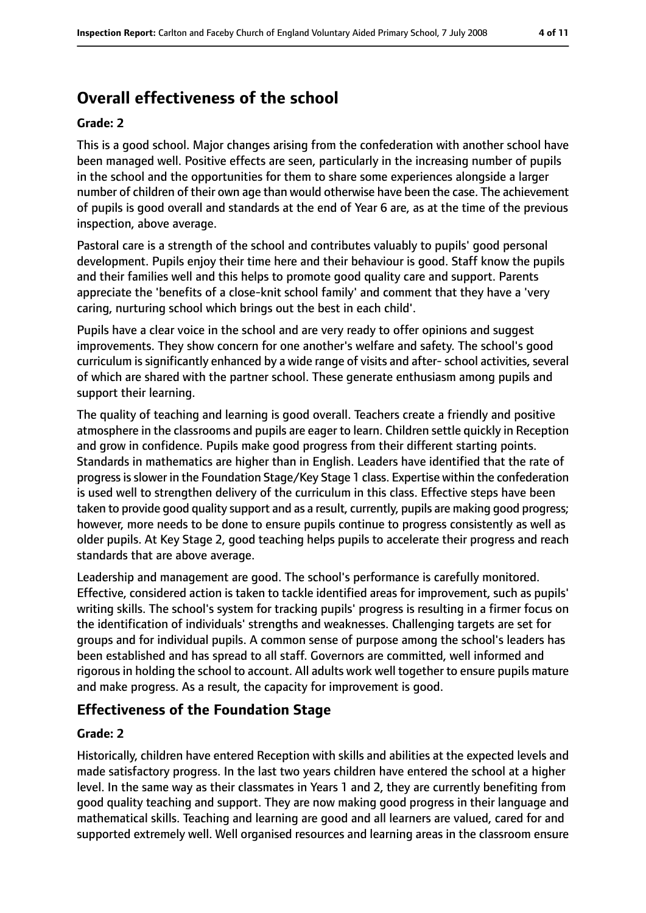# Overall effectiveness of the school

**Grade: 2**

This is a good school. Major changes arising from the confederation with another school have been managed well. Positive effects are seen, particularly in the increasing number of pupils in the school and the opportunities for them to share some experiences alongside a larger number of children of their own age than would otherwise have been the case. The achievement of pupils is good overall and standards at the end of Year 6 are, as at the time of the previous inspection, above average.

Pastoral care is a strength of the school and contributes valuably to pupils' good personal development. Pupils enjoy their time here and their behaviour is good. Staff know the pupils and their families well and this helps to promote good quality care and support. Parents appreciate the 'benefits of a close-knit school family' and comment that they have a 'very caring, nurturing school which brings out the best in each child'.

Pupils have a clear voice in the school and are very ready to offer opinions and suggest improvements. They show concern for one another's welfare and safety. The school's good curriculum is significantly enhanced by a wide range of visits and after- school activities, several of which are shared with the partner school. These generate enthusiasm among pupils and support their learning.

The quality of teaching and learning is good overall. Teachers create a friendly and positive atmosphere in the classrooms and pupils are eager to learn. Children settle quickly in Reception and grow in confidence. Pupils make good progress from their different starting points. Standards in mathematics are higher than in English. Leaders have identified that the rate of progress is slower in the Foundation Stage/Key Stage 1 class. Expertise within the confederation is used well to strengthen delivery of the curriculum in this class. Effective steps have been taken to provide good quality support and as a result, currently, pupils are making good progress; however, more needs to be done to ensure pupils continue to progress consistently as well as older pupils. At Key Stage 2, good teaching helps pupils to accelerate their progress and reach standards that are above average.

Leadership and management are good. The school's performance is carefully monitored. Effective, considered action is taken to tackle identified areas for improvement, such as pupils' writing skills. The school's system for tracking pupils' progress is resulting in a firmer focus on the identification of individuals' strengths and weaknesses. Challenging targets are set for groups and for individual pupils. A common sense of purpose among the school's leaders has been established and has spread to all staff. Governors are committed, well informed and rigorous in holding the school to account. All adults work well together to ensure pupils mature and make progress. As a result, the capacity for improvement is good.

## Effectiveness of the Foundation Stage

**Grade: 2**

Historically, children have entered Reception with skills and abilities at the expected levels and made satisfactory progress. In the last two years children have entered the school at a higher level. In the same way as their classmates in Years 1 and 2, they are currently benefiting from good quality teaching and support. They are now making good progress in their language and mathematical skills. Teaching and learning are good and all learners are valued, cared for and supported extremely well. Well organised resources and learning areas in the classroom ensure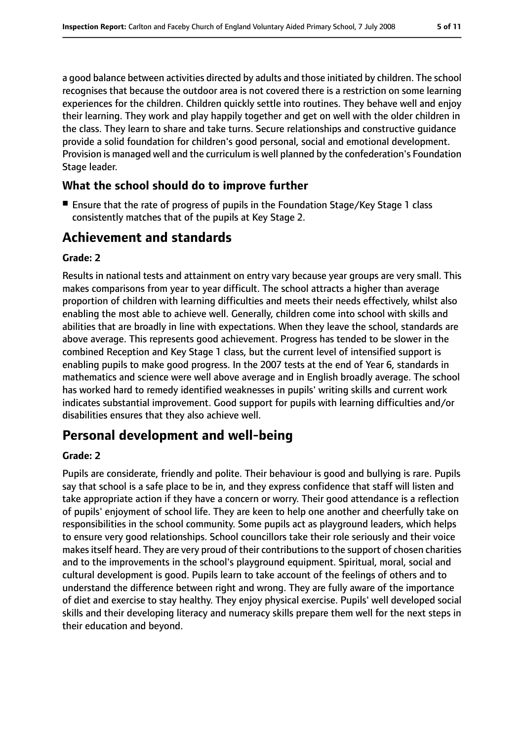a good balance between activities directed by adults and those initiated by children. The school recognises that because the outdoor area is not covered there is a restriction on some learning experiences for the children. Children quickly settle into routines. They behave well and enjoy their learning. They work and play happily together and get on well with the older children in the class. They learn to share and take turns. Secure relationships and constructive guidance provide a solid foundation for children's good personal, social and emotional development. Provision is managed well and the curriculum is well planned by the confederation's Foundation Stage leader.

### What the school should do to improve further

- Ensure that the rate of progress of pupils in the Foundation Stage/Key Stage 1 class consistently matches that of the pupils at Key Stage 2.

## Achievement and standards

#### Grade: 2

Results in national tests and attainment on entry vary because year groups are very small. This makes comparisons from year to year difficult. The school attracts a higher than average proportion of children with learning difficulties and meets their needs effectively, whilst also enabling the most able to achieve well. Generally, children come into school with skills and abilities that are broadly in line with expectations. When they leave the school, standards are above average. This represents good achievement. Progress has tended to be slower in the combined Reception and Key Stage 1 class, but the current level of intensified support is enabling pupils to make good progress. In the 2007 tests at the end of Year 6, standards in mathematics and science were well above average and in English broadly average. The school has worked hard to remedy identified weaknesses in pupils' writing skills and current work indicates substantial improvement. Good support for pupils with learning difficulties and/or disabilities ensures that they also achieve well.

## Personal development and well-being

#### Grade: 2

Pupils are considerate, friendly and polite. Their behaviour is good and bullying is rare. Pupils say that school is a safe place to be in, and they express confidence that staff will listen and take appropriate action if they have a concern or worry. Their good attendance is a reflection of pupils' enjoyment of school life. They are keen to help one another and cheerfully take on responsibilities in the school community. Some pupils act as playground leaders, which helps to ensure very good relationships. School councillors take their role seriously and their voice makes itself heard. They are very proud of their contributions to the support of chosen charities and to the improvements in the school's playground equipment. Spiritual, moral, social and cultural development is good. Pupils learn to take account of the feelings of others and to understand the difference between right and wrong. They are fully aware of the importance of diet and exercise to stay healthy. They enjoy physical exercise. Pupils' well developed social skills and their developing literacy and numeracy skills prepare them well for the next steps in their education and beyond.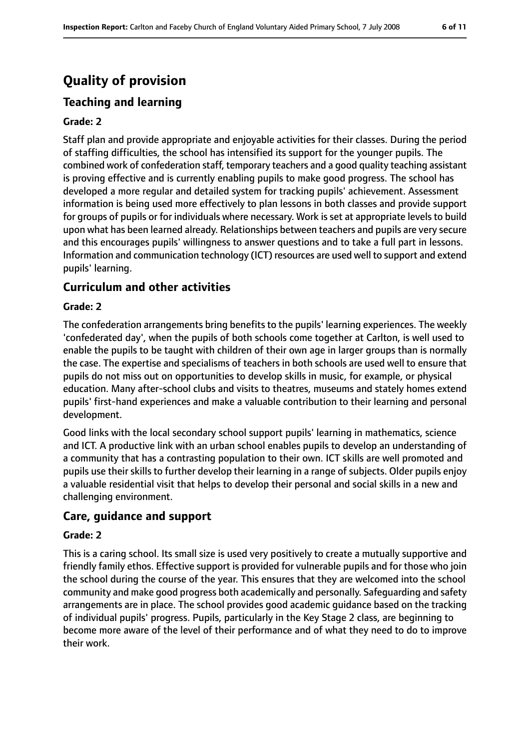# Quality of provision

## Teaching and learning

**Grade: 2**

Staff plan and provide appropriate and enjoyable activities for their classes. During the period of staffing difficulties, the school has intensified its support for the younger pupils. The combined work of confederation staff, temporary teachers and a good quality teaching assistant is proving effective and is currently enabling pupils to make good progress. The school has developed a more regular and detailed system for tracking pupils' achievement. Assessment information is being used more effectively to plan lessons in both classes and provide support for groups of pupils or for individuals where necessary. Work is set at appropriate levels to build upon what has been learned already. Relationships between teachers and pupils are very secure and this encourages pupils' willingness to answer questions and to take a full part in lessons. Information and communication technology (ICT) resources are used well to support and extend pupils' learning.

## Curriculum and other activities

**Grade: 2**

The confederation arrangements bring benefits to the pupils' learning experiences. The weekly 'confederated day', when the pupils of both schools come together at Carlton, is well used to enable the pupils to be taught with children of their own age in larger groups than is normally the case. The expertise and specialisms of teachers in both schools are used well to ensure that pupils do not miss out on opportunities to develop skills in music, for example, or physical education. Many after-school clubs and visits to theatres, museums and stately homes extend pupils' first-hand experiences and make a valuable contribution to their learning and personal development.

Good links with the local secondary school support pupils' learning in mathematics, science and ICT. A productive link with an urban school enables pupils to develop an understanding of a community that has a contrasting population to their own. ICT skills are well promoted and pupils use their skills to further develop their learning in a range of subjects. Older pupils enjoy a valuable residential visit that helps to develop their personal and social skills in a new and challenging environment.

## Care, guidance and support

**Grade: 2**

This is a caring school. Its small size is used very positively to create a mutually supportive and friendly family ethos. Effective support is provided for vulnerable pupils and for those who join the school during the course of the year. This ensures that they are welcomed into the school community and make good progress both academically and personally. Safeguarding and safety arrangements are in place. The school provides good academic guidance based on the tracking of individual pupils' progress. Pupils, particularly in the Key Stage 2 class, are beginning to become more aware of the level of their performance and of what they need to do to improve their work.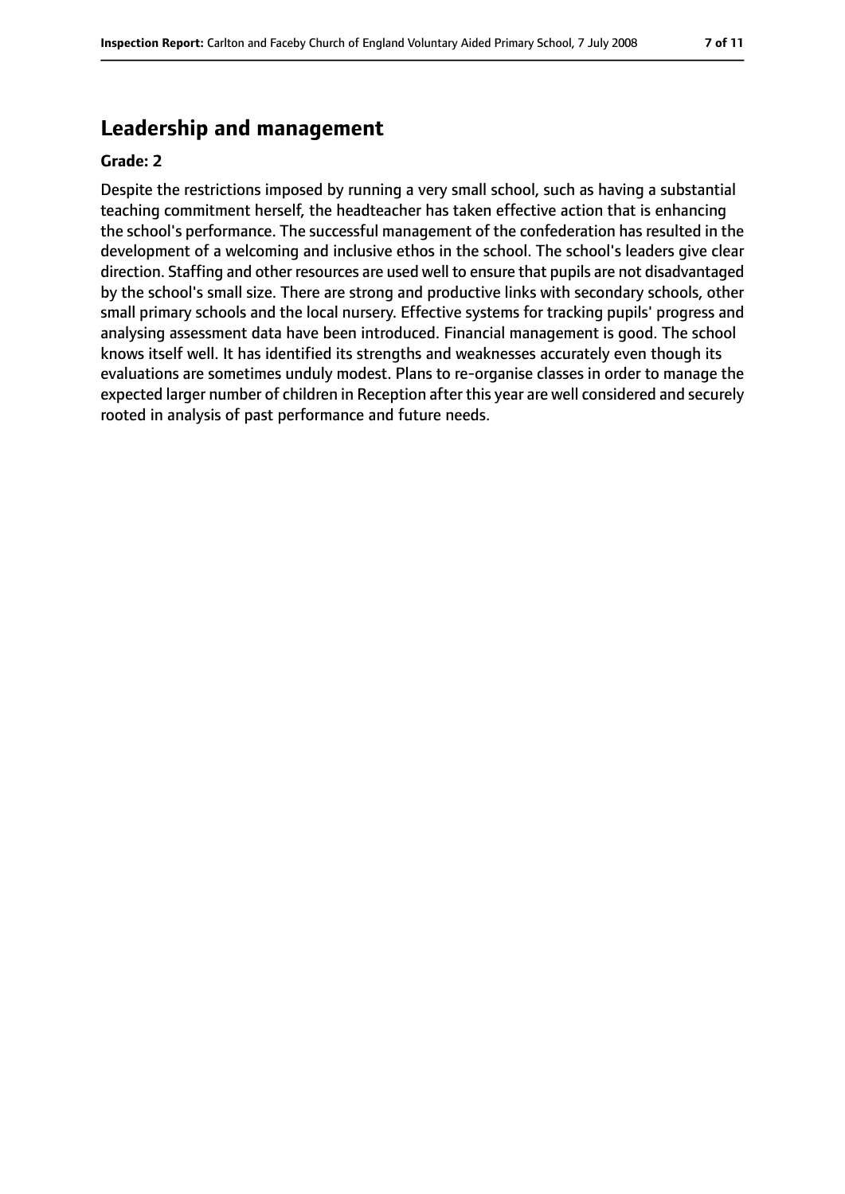## Leadership and management

**Grade: 2**

Despite the restrictions imposed by running a very small school, such as having a substantial teaching commitment herself, the headteacher has taken effective action that is enhancing the school's performance. The successful management of the confederation has resulted in the development of a welcoming and inclusive ethos in the school. The school's leaders give clear direction. Staffing and other resources are used well to ensure that pupils are not disadvantaged by the school's small size. There are strong and productive links with secondary schools, other small primary schools and the local nursery. Effective systems for tracking pupils' progress and analysing assessment data have been introduced. Financial management is good. The school knows itself well. It has identified its strengths and weaknesses accurately even though its evaluations are sometimes unduly modest. Plans to re-organise classes in order to manage the expected larger number of children in Reception after this year are well considered and securely rooted in analysis of past performance and future needs.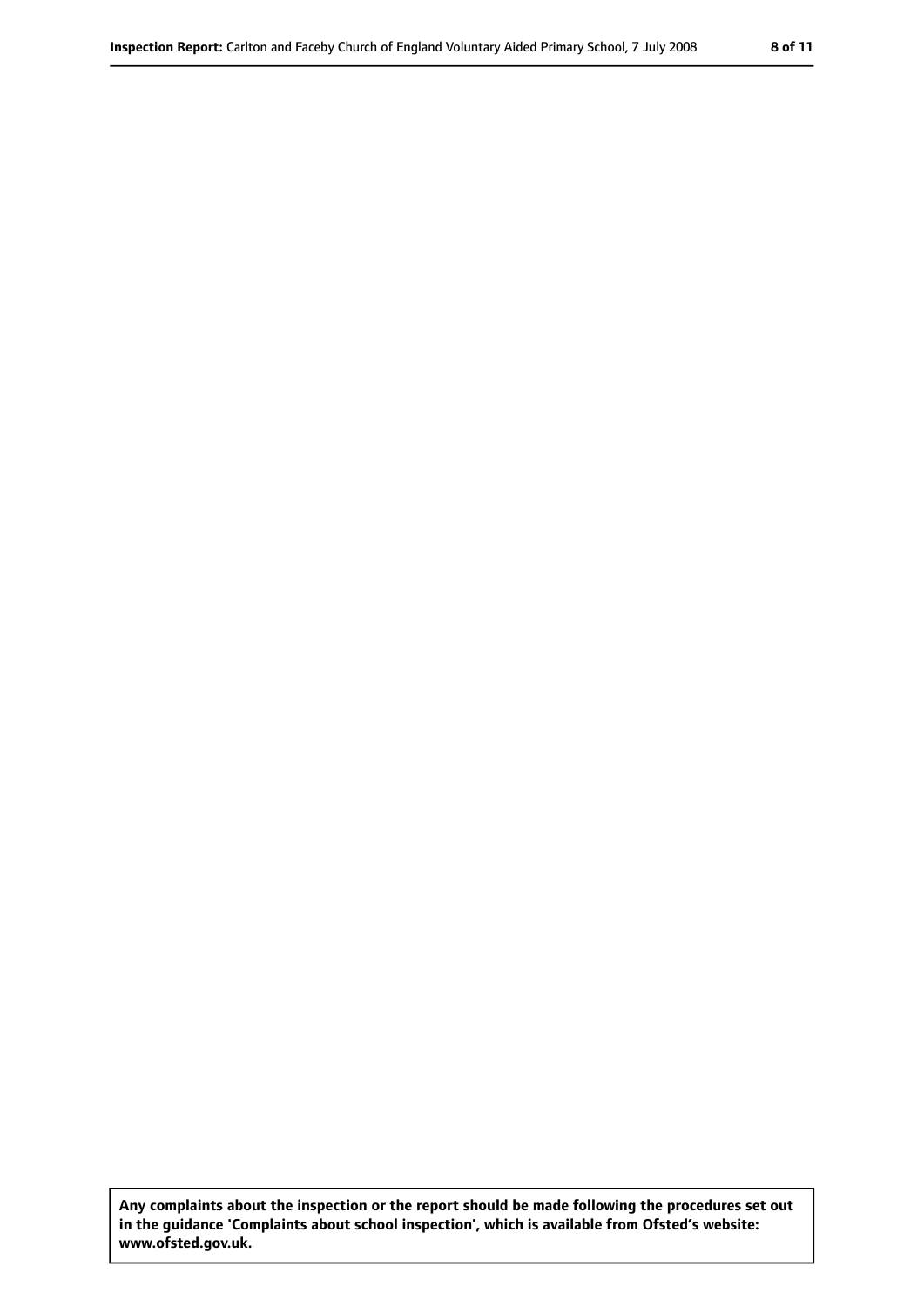**Any complaints about the inspection or the report should be made following the procedures set out in the guidance 'Complaints about school inspection', which is available from Ofsted's website: www.ofsted.gov.uk.**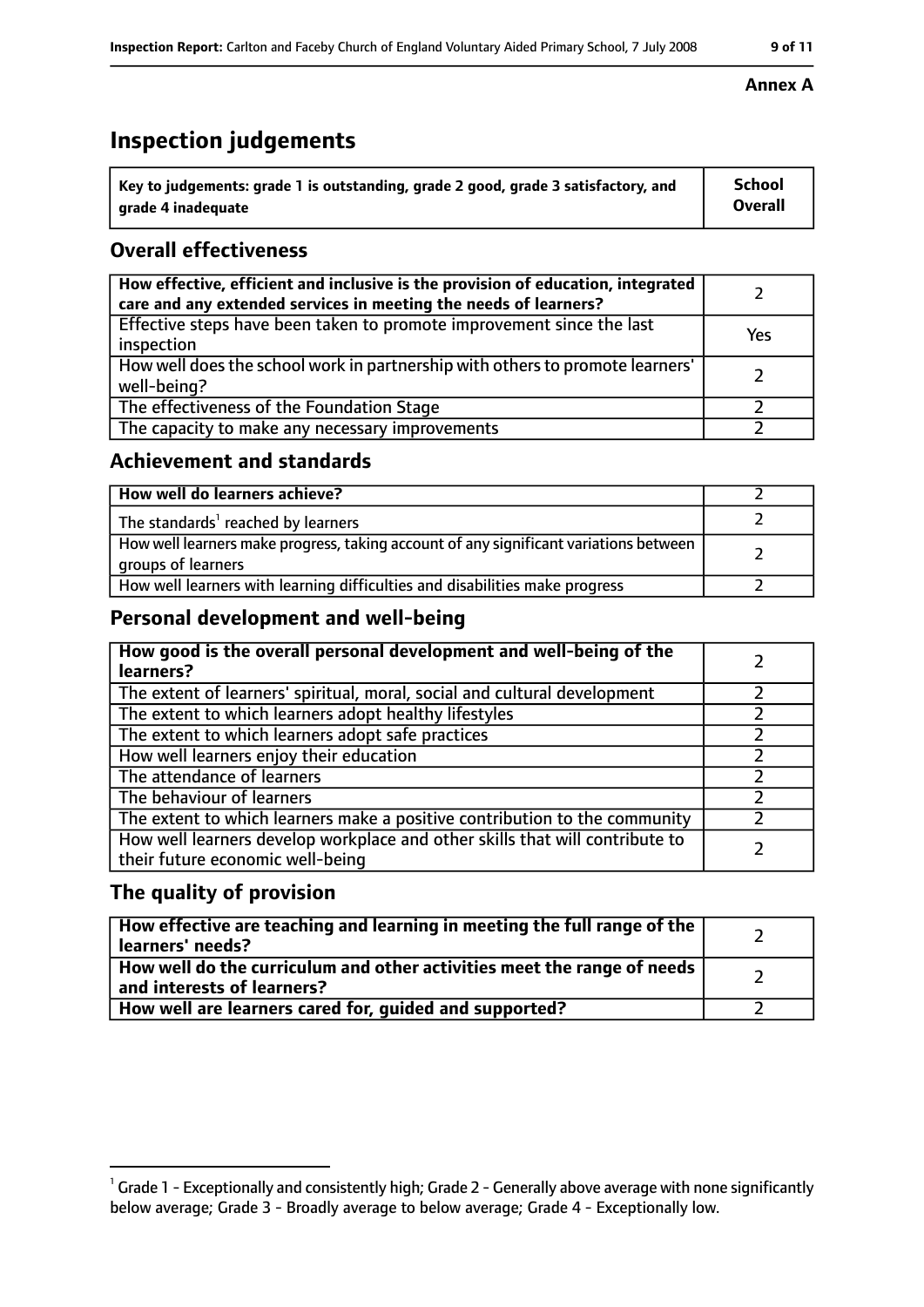**Annex A**

# Inspection judgements

| Key to judgements: grade 1 is outstanding, grade 2 good, grade 3 satisfactory, and grade 4 inadequate | School Overall |
| --- | --- |

## Overall effectiveness

| | |
| --- | --- |
| How effective, efficient and inclusive is the provision of education, integrated care and any extended services in meeting the needs of learners? | 2 |
| Effective steps have been taken to promote improvement since the last inspection | Yes |
| How well does the school work in partnership with others to promote learners' well-being? | 2 |
| The effectiveness of the Foundation Stage | 2 |
| The capacity to make any necessary improvements | 2 |

## Achievement and standards

| | |
| --- | --- |
| How well do learners achieve? | 2 |
| The standards[1] reached by learners | 2 |
| How well learners make progress, taking account of any significant variations between groups of learners | 2 |
| How well learners with learning difficulties and disabilities make progress | 2 |

## Personal development and well-being

| | |
| --- | --- |
| How good is the overall personal development and well-being of the learners? | 2 |
| The extent of learners' spiritual, moral, social and cultural development | 2 |
| The extent to which learners adopt healthy lifestyles | 2 |
| The extent to which learners adopt safe practices | 2 |
| How well learners enjoy their education | 2 |
| The attendance of learners | 2 |
| The behaviour of learners | 2 |
| The extent to which learners make a positive contribution to the community | 2 |
| How well learners develop workplace and other skills that will contribute to their future economic well-being | 2 |

## The quality of provision

| | |
| --- | --- |
| How effective are teaching and learning in meeting the full range of the learners' needs? | 2 |
| How well do the curriculum and other activities meet the range of needs and interests of learners? | 2 |
| How well are learners cared for, guided and supported? | 2 |

[1] Grade 1 - Exceptionally and consistently high; Grade 2 - Generally above average with none significantly below average; Grade 3 - Broadly average to below average; Grade 4 - Exceptionally low.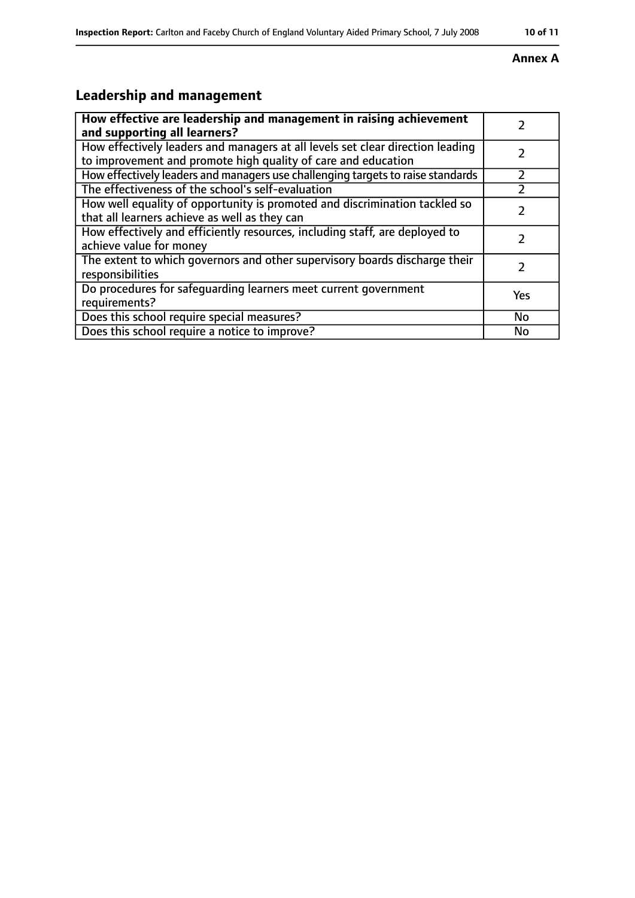**Annex A**

## Leadership and management

| How effective are leadership and management in raising achievement and supporting all learners? | 2 |
| --- | --- |
| How effectively leaders and managers at all levels set clear direction leading to improvement and promote high quality of care and education | 2 |
| How effectively leaders and managers use challenging targets to raise standards | 2 |
| The effectiveness of the school's self-evaluation | 2 |
| How well equality of opportunity is promoted and discrimination tackled so that all learners achieve as well as they can | 2 |
| How effectively and efficiently resources, including staff, are deployed to achieve value for money | 2 |
| The extent to which governors and other supervisory boards discharge their responsibilities | 2 |
| Do procedures for safeguarding learners meet current government requirements? | Yes |
| Does this school require special measures? | No |
| Does this school require a notice to improve? | No |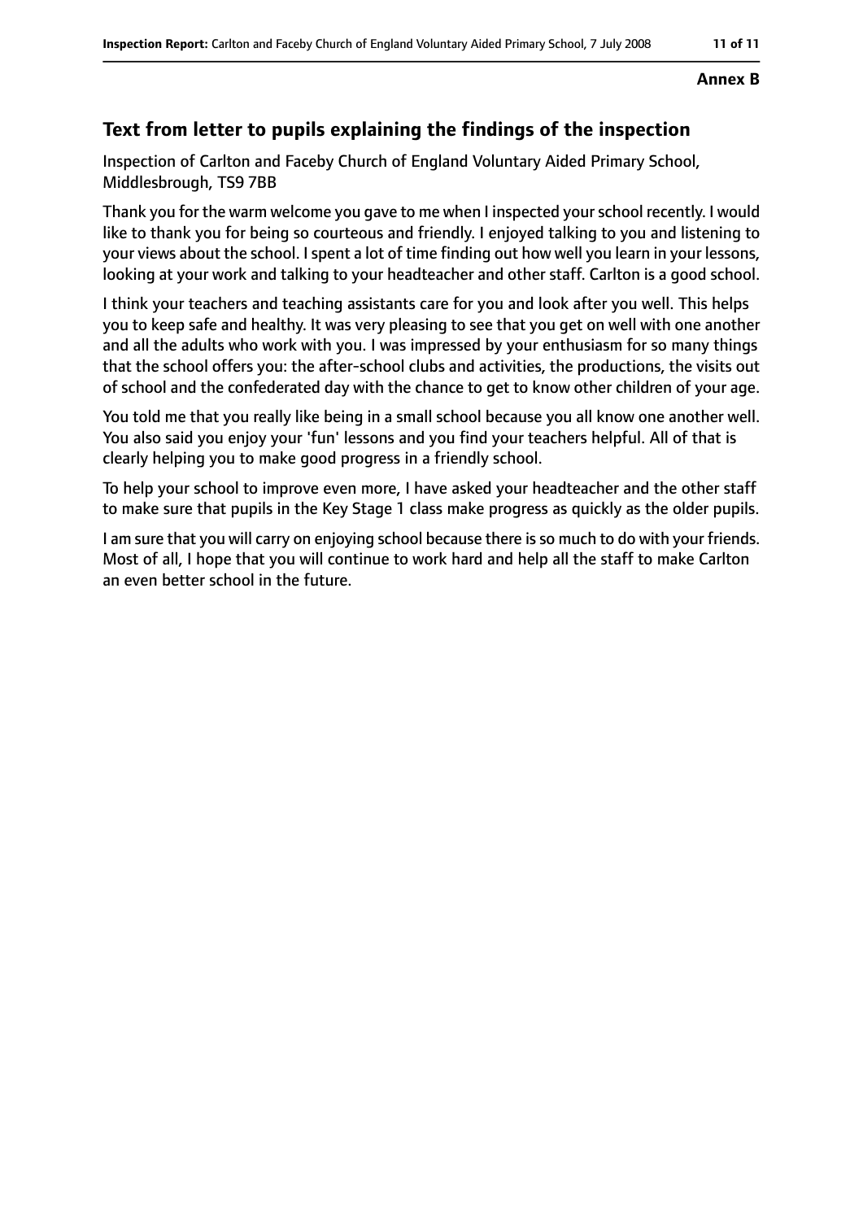**Annex B**

## Text from letter to pupils explaining the findings of the inspection

Inspection of Carlton and Faceby Church of England Voluntary Aided Primary School, Middlesbrough, TS9 7BB

Thank you for the warm welcome you gave to me when I inspected your school recently. I would like to thank you for being so courteous and friendly. I enjoyed talking to you and listening to your views about the school. I spent a lot of time finding out how well you learn in your lessons, looking at your work and talking to your headteacher and other staff. Carlton is a good school.

I think your teachers and teaching assistants care for you and look after you well. This helps you to keep safe and healthy. It was very pleasing to see that you get on well with one another and all the adults who work with you. I was impressed by your enthusiasm for so many things that the school offers you: the after-school clubs and activities, the productions, the visits out of school and the confederated day with the chance to get to know other children of your age.

You told me that you really like being in a small school because you all know one another well. You also said you enjoy your 'fun' lessons and you find your teachers helpful. All of that is clearly helping you to make good progress in a friendly school.

To help your school to improve even more, I have asked your headteacher and the other staff to make sure that pupils in the Key Stage 1 class make progress as quickly as the older pupils.

I am sure that you will carry on enjoying school because there is so much to do with your friends. Most of all, I hope that you will continue to work hard and help all the staff to make Carlton an even better school in the future.